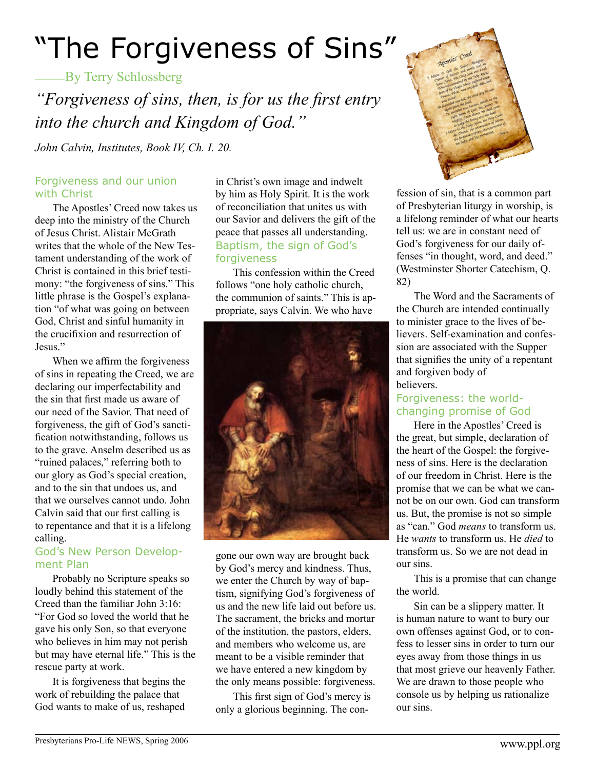# "The Forgiveness of Sins"

——By Terry Schlossberg

*"Forgiveness of sins, then, is for us the first entry into the church and Kingdom of God."*

*John Calvin, Institutes, Book IV, Ch. I. 20.*

## Forgiveness and our union with Christ

The Apostles' Creed now takes us deep into the ministry of the Church of Jesus Christ. Alistair McGrath writes that the whole of the New Testament understanding of the work of Christ is contained in this brief testimony: "the forgiveness of sins." This little phrase is the Gospel's explanation "of what was going on between God, Christ and sinful humanity in the crucifixion and resurrection of Jesus."

When we affirm the forgiveness of sins in repeating the Creed, we are declaring our imperfectability and the sin that first made us aware of our need of the Savior. That need of forgiveness, the gift of God's sanctification notwithstanding, follows us to the grave. Anselm described us as "ruined palaces," referring both to our glory as God's special creation, and to the sin that undoes us, and that we ourselves cannot undo. John Calvin said that our first calling is to repentance and that it is a lifelong calling.

## God's New Person Development Plan

Probably no Scripture speaks so loudly behind this statement of the Creed than the familiar John 3:16: "For God so loved the world that he gave his only Son, so that everyone who believes in him may not perish but may have eternal life." This is the rescue party at work.

It is forgiveness that begins the work of rebuilding the palace that God wants to make of us, reshaped in Christ's own image and indwelt by him as Holy Spirit. It is the work of reconciliation that unites us with our Savior and delivers the gift of the peace that passes all understanding.

## Baptism, the sign of God's forgiveness

This confession within the Creed follows "one holy catholic church, the communion of saints." This is appropriate, says Calvin. We who have gone our own way are brought back by God's mercy and kindness. Thus, we enter the Church by way of baptism, signifying God's forgiveness of us and the new life laid out before us. The sacrament, the bricks and mortar of the institution, the pastors, elders, and members who welcome us, are meant to be a visible reminder that we have entered a new kingdom by the only means possible: forgiveness.

This first sign of God's mercy is only a glorious beginning. The confession of sin, that is a common part of Presbyterian liturgy in worship, is a lifelong reminder of what our hearts tell us: we are in constant need of God's forgiveness for our daily offenses "in thought, word, and deed." (Westminster Shorter Catechism, Q. 82)

The Word and the Sacraments of the Church are intended continually to minister grace to the lives of believers. Self-examination and confession are associated with the Supper that signifies the unity of a repentant and forgiven body of believers.

## Forgiveness: the world-changing promise of God

Here in the Apostles' Creed is the great, but simple, declaration of the heart of the Gospel: the forgiveness of sins. Here is the declaration of our freedom in Christ. Here is the promise that we can be what we cannot be on our own. God can transform us. But, the promise is not so simple as "can." God *means* to transform us. He *wants* to transform us. He *died* to transform us. So we are not dead in our sins.

This is a promise that can change the world.

Sin can be a slippery matter. It is human nature to want to bury our own offenses against God, or to confess to lesser sins in order to turn our eyes away from those things in us that most grieve our heavenly Father. We are drawn to those people who console us by helping us rationalize our sins.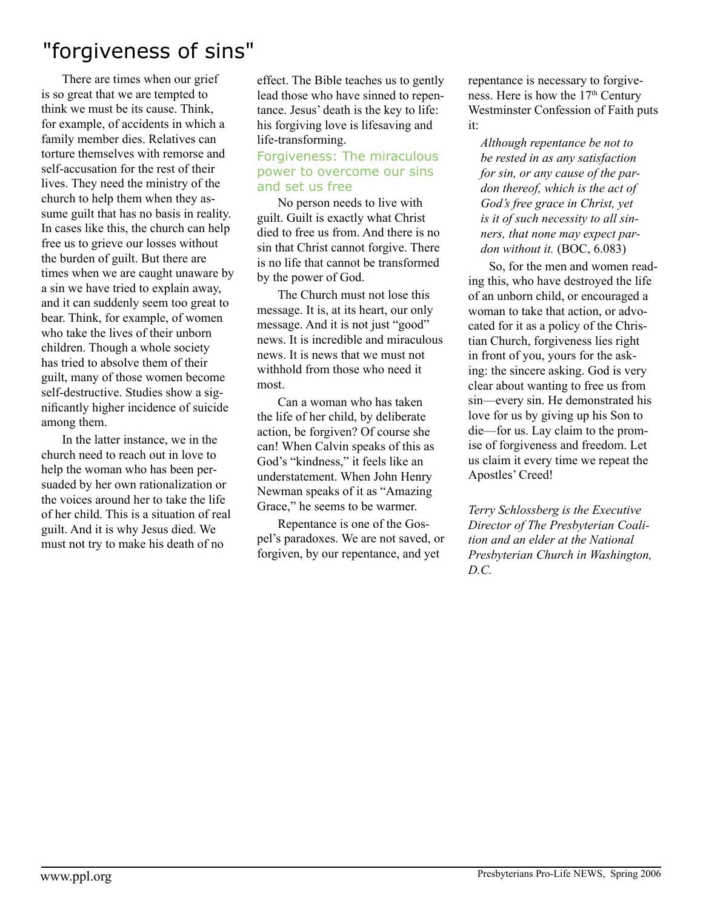# "forgiveness of sins"

There are times when our grief is so great that we are tempted to think we must be its cause. Think, for example, of accidents in which a family member dies. Relatives can torture themselves with remorse and self-accusation for the rest of their lives. They need the ministry of the church to help them when they assume guilt that has no basis in reality. In cases like this, the church can help free us to grieve our losses without the burden of guilt. But there are times when we are caught unaware by a sin we have tried to explain away, and it can suddenly seem too great to bear. Think, for example, of women who take the lives of their unborn children. Though a whole society has tried to absolve them of their guilt, many of those women become self-destructive. Studies show a significantly higher incidence of suicide among them.

In the latter instance, we in the church need to reach out in love to help the woman who has been persuaded by her own rationalization or the voices around her to take the life of her child. This is a situation of real guilt. And it is why Jesus died. We must not try to make his death of no effect. The Bible teaches us to gently lead those who have sinned to repentance. Jesus' death is the key to life: his forgiving love is lifesaving and life-transforming.

## Forgiveness: The miraculous power to overcome our sins and set us free

No person needs to live with guilt. Guilt is exactly what Christ died to free us from. And there is no sin that Christ cannot forgive. There is no life that cannot be transformed by the power of God.

The Church must not lose this message. It is, at its heart, our only message. And it is not just "good" news. It is incredible and miraculous news. It is news that we must not withhold from those who need it most.

Can a woman who has taken the life of her child, by deliberate action, be forgiven? Of course she can! When Calvin speaks of this as God's "kindness," it feels like an understatement. When John Henry Newman speaks of it as "Amazing Grace," he seems to be warmer.

Repentance is one of the Gospel's paradoxes. We are not saved, or forgiven, by our repentance, and yet repentance is necessary to forgiveness. Here is how the 17th Century Westminster Confession of Faith puts it:

> *Although repentance be not to be rested in as any satisfaction for sin, or any cause of the pardon thereof, which is the act of God's free grace in Christ, yet is it of such necessity to all sinners, that none may expect pardon without it.* (BOC, 6.083)

So, for the men and women reading this, who have destroyed the life of an unborn child, or encouraged a woman to take that action, or advocated for it as a policy of the Christian Church, forgiveness lies right in front of you, yours for the asking: the sincere asking. God is very clear about wanting to free us from sin—every sin. He demonstrated his love for us by giving up his Son to die—for us. Lay claim to the promise of forgiveness and freedom. Let us claim it every time we repeat the Apostles' Creed!

*Terry Schlossberg is the Executive Director of The Presbyterian Coalition and an elder at the National Presbyterian Church in Washington, D.C.*